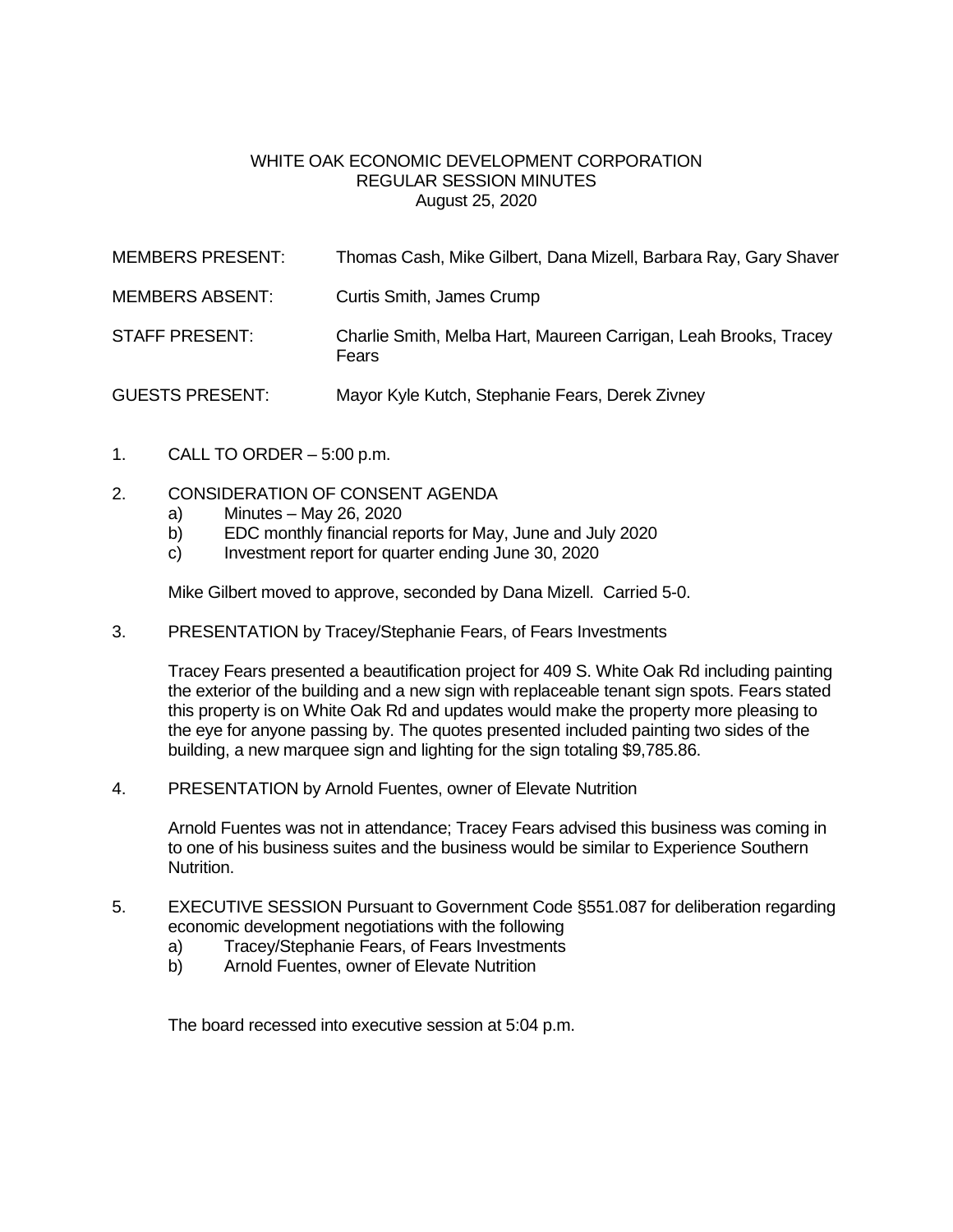# WHITE OAK ECONOMIC DEVELOPMENT CORPORATION
## REGULAR SESSION MINUTES
August 25, 2020

| | |
|---|---|
| MEMBERS PRESENT: | Thomas Cash, Mike Gilbert, Dana Mizell, Barbara Ray, Gary Shaver |
| MEMBERS ABSENT: | Curtis Smith, James Crump |
| STAFF PRESENT: | Charlie Smith, Melba Hart, Maureen Carrigan, Leah Brooks, Tracey Fears |
| GUESTS PRESENT: | Mayor Kyle Kutch, Stephanie Fears, Derek Zivney |

1. CALL TO ORDER – 5:00 p.m.

2. CONSIDERATION OF CONSENT AGENDA
   - a) Minutes – May 26, 2020
   - b) EDC monthly financial reports for May, June and July 2020
   - c) Investment report for quarter ending June 30, 2020

   Mike Gilbert moved to approve, seconded by Dana Mizell. Carried 5-0.

3. PRESENTATION by Tracey/Stephanie Fears, of Fears Investments

   Tracey Fears presented a beautification project for 409 S. White Oak Rd including painting the exterior of the building and a new sign with replaceable tenant sign spots. Fears stated this property is on White Oak Rd and updates would make the property more pleasing to the eye for anyone passing by. The quotes presented included painting two sides of the building, a new marquee sign and lighting for the sign totaling $9,785.86.

4. PRESENTATION by Arnold Fuentes, owner of Elevate Nutrition

   Arnold Fuentes was not in attendance; Tracey Fears advised this business was coming in to one of his business suites and the business would be similar to Experience Southern Nutrition.

5. EXECUTIVE SESSION Pursuant to Government Code §551.087 for deliberation regarding economic development negotiations with the following
   - a) Tracey/Stephanie Fears, of Fears Investments
   - b) Arnold Fuentes, owner of Elevate Nutrition

   The board recessed into executive session at 5:04 p.m.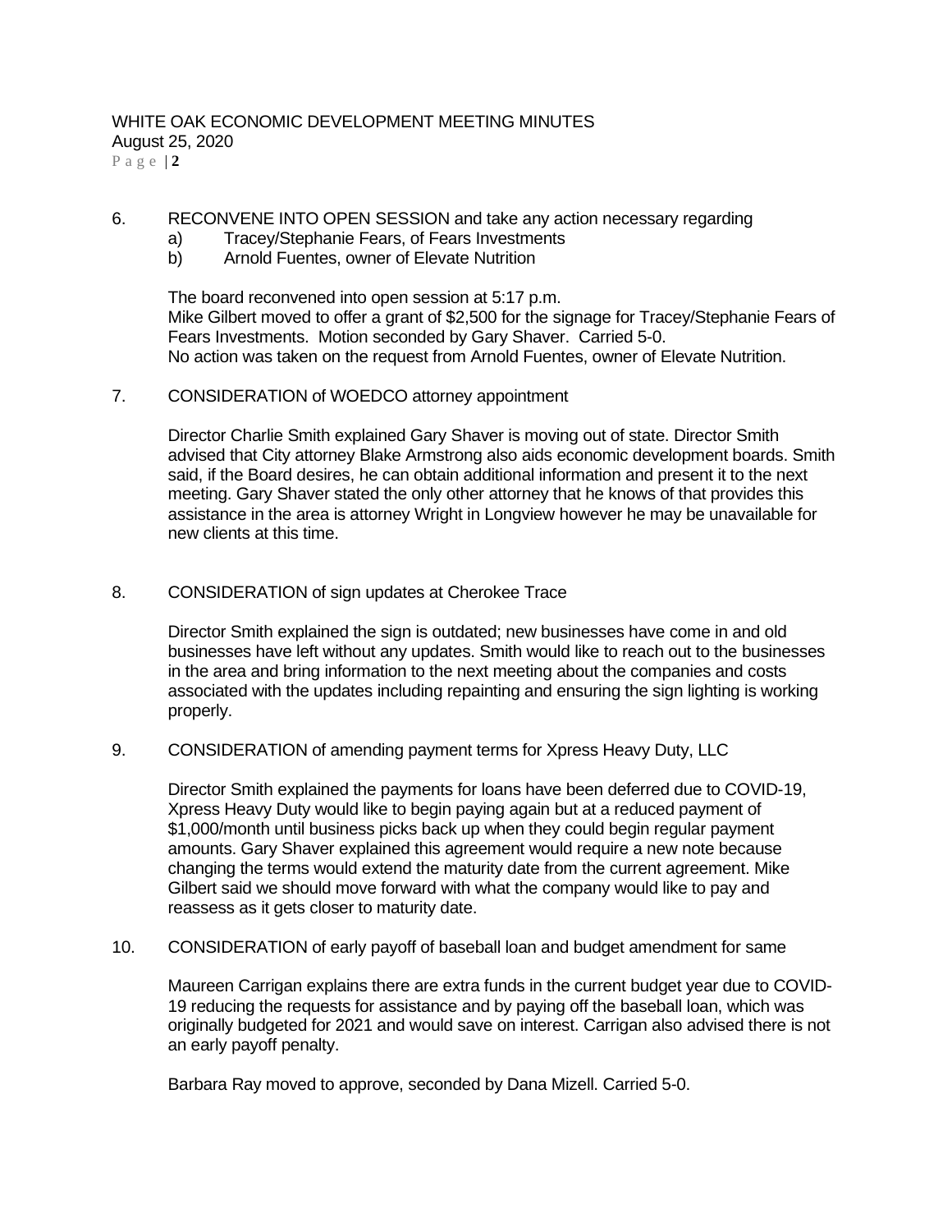6. RECONVENE INTO OPEN SESSION and take any action necessary regarding
   a) Tracey/Stephanie Fears, of Fears Investments
   b) Arnold Fuentes, owner of Elevate Nutrition

   The board reconvened into open session at 5:17 p.m.
   Mike Gilbert moved to offer a grant of $2,500 for the signage for Tracey/Stephanie Fears of Fears Investments. Motion seconded by Gary Shaver. Carried 5-0.
   No action was taken on the request from Arnold Fuentes, owner of Elevate Nutrition.

7. CONSIDERATION of WOEDCO attorney appointment

   Director Charlie Smith explained Gary Shaver is moving out of state. Director Smith advised that City attorney Blake Armstrong also aids economic development boards. Smith said, if the Board desires, he can obtain additional information and present it to the next meeting. Gary Shaver stated the only other attorney that he knows of that provides this assistance in the area is attorney Wright in Longview however he may be unavailable for new clients at this time.

8. CONSIDERATION of sign updates at Cherokee Trace

   Director Smith explained the sign is outdated; new businesses have come in and old businesses have left without any updates. Smith would like to reach out to the businesses in the area and bring information to the next meeting about the companies and costs associated with the updates including repainting and ensuring the sign lighting is working properly.

9. CONSIDERATION of amending payment terms for Xpress Heavy Duty, LLC

   Director Smith explained the payments for loans have been deferred due to COVID-19, Xpress Heavy Duty would like to begin paying again but at a reduced payment of $1,000/month until business picks back up when they could begin regular payment amounts. Gary Shaver explained this agreement would require a new note because changing the terms would extend the maturity date from the current agreement. Mike Gilbert said we should move forward with what the company would like to pay and reassess as it gets closer to maturity date.

10. CONSIDERATION of early payoff of baseball loan and budget amendment for same

    Maureen Carrigan explains there are extra funds in the current budget year due to COVID-19 reducing the requests for assistance and by paying off the baseball loan, which was originally budgeted for 2021 and would save on interest. Carrigan also advised there is not an early payoff penalty.

    Barbara Ray moved to approve, seconded by Dana Mizell. Carried 5-0.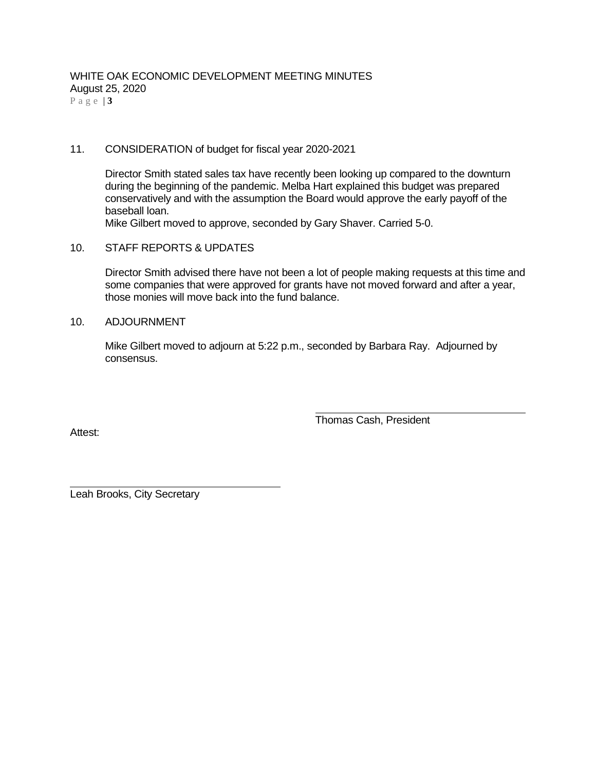11. CONSIDERATION of budget for fiscal year 2020-2021

    Director Smith stated sales tax have recently been looking up compared to the downturn during the beginning of the pandemic. Melba Hart explained this budget was prepared conservatively and with the assumption the Board would approve the early payoff of the baseball loan.
    Mike Gilbert moved to approve, seconded by Gary Shaver. Carried 5-0.

10. STAFF REPORTS & UPDATES

    Director Smith advised there have not been a lot of people making requests at this time and some companies that were approved for grants have not moved forward and after a year, those monies will move back into the fund balance.

10. ADJOURNMENT

    Mike Gilbert moved to adjourn at 5:22 p.m., seconded by Barbara Ray. Adjourned by consensus.

Thomas Cash, President

Attest:

Leah Brooks, City Secretary